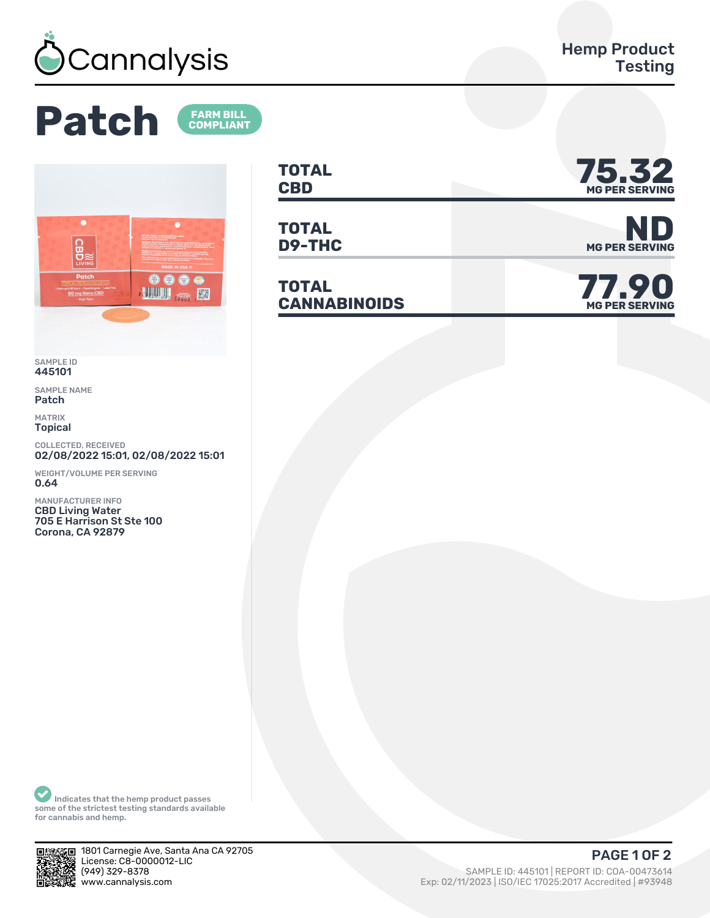Cannalysis

Hemp Product Testing

# Patch

FARM BILL COMPLIANT

| | | |
|---|---|---|
| **TOTAL CBD** | **75.32** | MG PER SERVING |
| **TOTAL D9-THC** | **ND** | MG PER SERVING |
| **TOTAL CANNABINOIDS** | **77.90** | MG PER SERVING |

SAMPLE ID
445101

SAMPLE NAME
Patch

MATRIX
Topical

COLLECTED, RECEIVED
02/08/2022 15:01, 02/08/2022 15:01

WEIGHT/VOLUME PER SERVING
0.64

MANUFACTURER INFO
CBD Living Water
705 E Harrison St Ste 100
Corona, CA 92879

Indicates that the hemp product passes some of the strictest testing standards available for cannabis and hemp.

1801 Carnegie Ave, Santa Ana CA 92705
License: C8-0000012-LIC
(949) 329-8378
www.cannalysis.com

SAMPLE ID: 445101 | REPORT ID: COA-00473614
Exp: 02/11/2023 | ISO/IEC 17025:2017 Accredited | #93948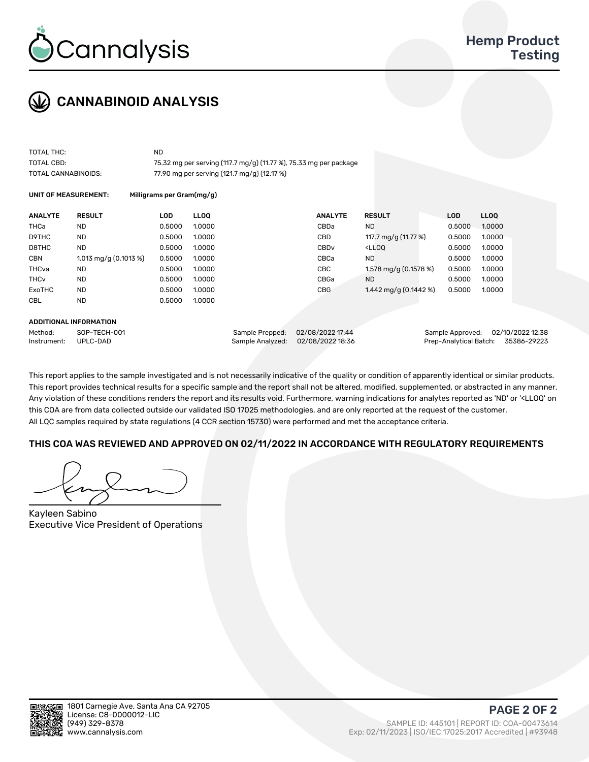# Cannalysis

**Hemp Product Testing**

## CANNABINOID ANALYSIS

| | |
|---|---|
| TOTAL THC: | ND |
| TOTAL CBD: | 75.32 mg per serving (117.7 mg/g) (11.77 %), 75.33 mg per package |
| TOTAL CANNABINOIDS: | 77.90 mg per serving (121.7 mg/g) (12.17 %) |

**UNIT OF MEASUREMENT:** Milligrams per Gram(mg/g)

| ANALYTE | RESULT | LOD | LLOQ | ANALYTE | RESULT | LOD | LLOQ |
|---|---|---|---|---|---|---|---|
| THCa | ND | 0.5000 | 1.0000 | CBDa | ND | 0.5000 | 1.0000 |
| D9THC | ND | 0.5000 | 1.0000 | CBD | 117.7 mg/g (11.77 %) | 0.5000 | 1.0000 |
| D8THC | ND | 0.5000 | 1.0000 | CBDv | <LLOQ | 0.5000 | 1.0000 |
| CBN | 1.013 mg/g (0.1013 %) | 0.5000 | 1.0000 | CBCa | ND | 0.5000 | 1.0000 |
| THCva | ND | 0.5000 | 1.0000 | CBC | 1.578 mg/g (0.1578 %) | 0.5000 | 1.0000 |
| THCv | ND | 0.5000 | 1.0000 | CBGa | ND | 0.5000 | 1.0000 |
| ExoTHC | ND | 0.5000 | 1.0000 | CBG | 1.442 mg/g (0.1442 %) | 0.5000 | 1.0000 |
| CBL | ND | 0.5000 | 1.0000 | | | | |

### ADDITIONAL INFORMATION

| | | | | | |
|---|---|---|---|---|---|
| Method: | SOP-TECH-001 | Sample Prepped: | 02/08/2022 17:44 | Sample Approved: | 02/10/2022 12:38 |
| Instrument: | UPLC-DAD | Sample Analyzed: | 02/08/2022 18:36 | Prep-Analytical Batch: | 35386-29223 |

This report applies to the sample investigated and is not necessarily indicative of the quality or condition of apparently identical or similar products. This report provides technical results for a specific sample and the report shall not be altered, modified, supplemented, or abstracted in any manner. Any violation of these conditions renders the report and its results void. Furthermore, warning indications for analytes reported as 'ND' or '<LLOQ' on this COA are from data collected outside our validated ISO 17025 methodologies, and are only reported at the request of the customer.
All LQC samples required by state regulations (4 CCR section 15730) were performed and met the acceptance criteria.

**THIS COA WAS REVIEWED AND APPROVED ON 02/11/2022 IN ACCORDANCE WITH REGULATORY REQUIREMENTS**

Kayleen Sabino
Executive Vice President of Operations

1801 Carnegie Ave, Santa Ana CA 92705
License: C8-0000012-LIC
(949) 329-8378
www.cannalysis.com

SAMPLE ID: 445101 | REPORT ID: COA-00473614
Exp: 02/11/2023 | ISO/IEC 17025:2017 Accredited | #93948